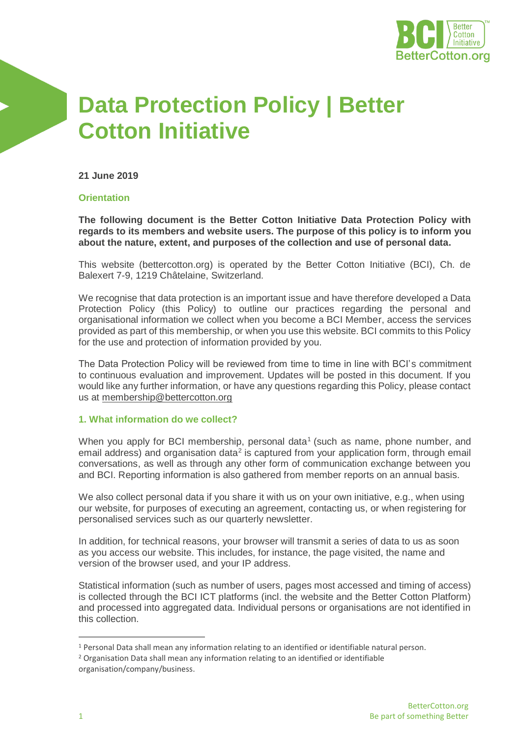# Data Protection Policy | Better Cotton Initiative

**21 June 2019**

## Orientation

**The following document is the Better Cotton Initiative Data Protection Policy with regards to its members and website users. The purpose of this policy is to inform you about the nature, extent, and purposes of the collection and use of personal data.**

This website (bettercotton.org) is operated by the Better Cotton Initiative (BCI), Ch. de Balexert 7-9, 1219 Châtelaine, Switzerland.

We recognise that data protection is an important issue and have therefore developed a Data Protection Policy (this Policy) to outline our practices regarding the personal and organisational information we collect when you become a BCI Member, access the services provided as part of this membership, or when you use this website. BCI commits to this Policy for the use and protection of information provided by you.

The Data Protection Policy will be reviewed from time to time in line with BCI's commitment to continuous evaluation and improvement. Updates will be posted in this document. If you would like any further information, or have any questions regarding this Policy, please contact us at membership@bettercotton.org

## 1. What information do we collect?

When you apply for BCI membership, personal data[1] (such as name, phone number, and email address) and organisation data[2] is captured from your application form, through email conversations, as well as through any other form of communication exchange between you and BCI. Reporting information is also gathered from member reports on an annual basis.

We also collect personal data if you share it with us on your own initiative, e.g., when using our website, for purposes of executing an agreement, contacting us, or when registering for personalised services such as our quarterly newsletter.

In addition, for technical reasons, your browser will transmit a series of data to us as soon as you access our website. This includes, for instance, the page visited, the name and version of the browser used, and your IP address.

Statistical information (such as number of users, pages most accessed and timing of access) is collected through the BCI ICT platforms (incl. the website and the Better Cotton Platform) and processed into aggregated data. Individual persons or organisations are not identified in this collection.

---

[1] Personal Data shall mean any information relating to an identified or identifiable natural person.

[2] Organisation Data shall mean any information relating to an identified or identifiable organisation/company/business.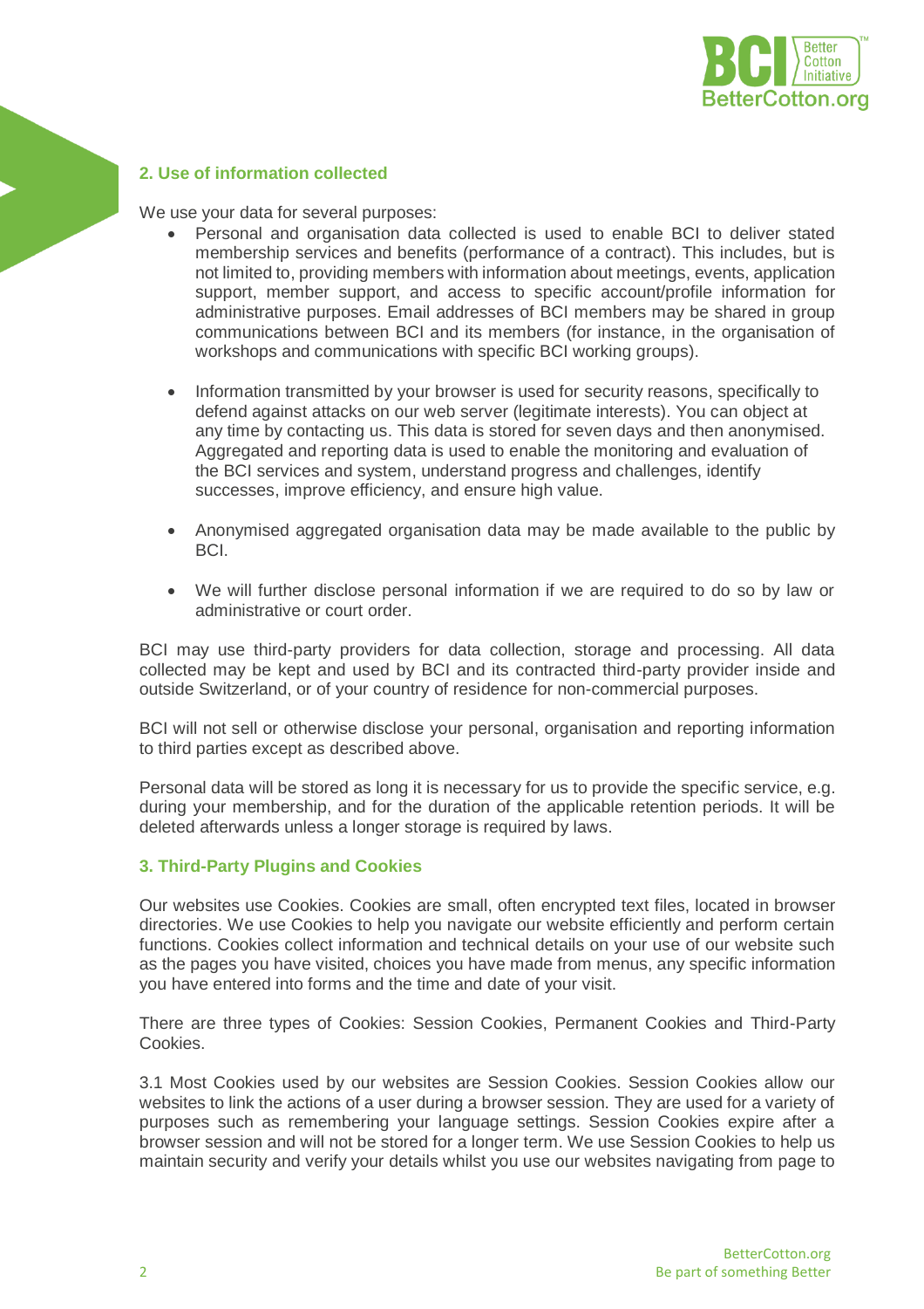## 2. Use of information collected

We use your data for several purposes:

- Personal and organisation data collected is used to enable BCI to deliver stated membership services and benefits (performance of a contract). This includes, but is not limited to, providing members with information about meetings, events, application support, member support, and access to specific account/profile information for administrative purposes. Email addresses of BCI members may be shared in group communications between BCI and its members (for instance, in the organisation of workshops and communications with specific BCI working groups).

- Information transmitted by your browser is used for security reasons, specifically to defend against attacks on our web server (legitimate interests). You can object at any time by contacting us. This data is stored for seven days and then anonymised. Aggregated and reporting data is used to enable the monitoring and evaluation of the BCI services and system, understand progress and challenges, identify successes, improve efficiency, and ensure high value.

- Anonymised aggregated organisation data may be made available to the public by BCI.

- We will further disclose personal information if we are required to do so by law or administrative or court order.

BCI may use third-party providers for data collection, storage and processing. All data collected may be kept and used by BCI and its contracted third-party provider inside and outside Switzerland, or of your country of residence for non-commercial purposes.

BCI will not sell or otherwise disclose your personal, organisation and reporting information to third parties except as described above.

Personal data will be stored as long it is necessary for us to provide the specific service, e.g. during your membership, and for the duration of the applicable retention periods. It will be deleted afterwards unless a longer storage is required by laws.

## 3. Third-Party Plugins and Cookies

Our websites use Cookies. Cookies are small, often encrypted text files, located in browser directories. We use Cookies to help you navigate our website efficiently and perform certain functions. Cookies collect information and technical details on your use of our website such as the pages you have visited, choices you have made from menus, any specific information you have entered into forms and the time and date of your visit.

There are three types of Cookies: Session Cookies, Permanent Cookies and Third-Party Cookies.

3.1 Most Cookies used by our websites are Session Cookies. Session Cookies allow our websites to link the actions of a user during a browser session. They are used for a variety of purposes such as remembering your language settings. Session Cookies expire after a browser session and will not be stored for a longer term. We use Session Cookies to help us maintain security and verify your details whilst you use our websites navigating from page to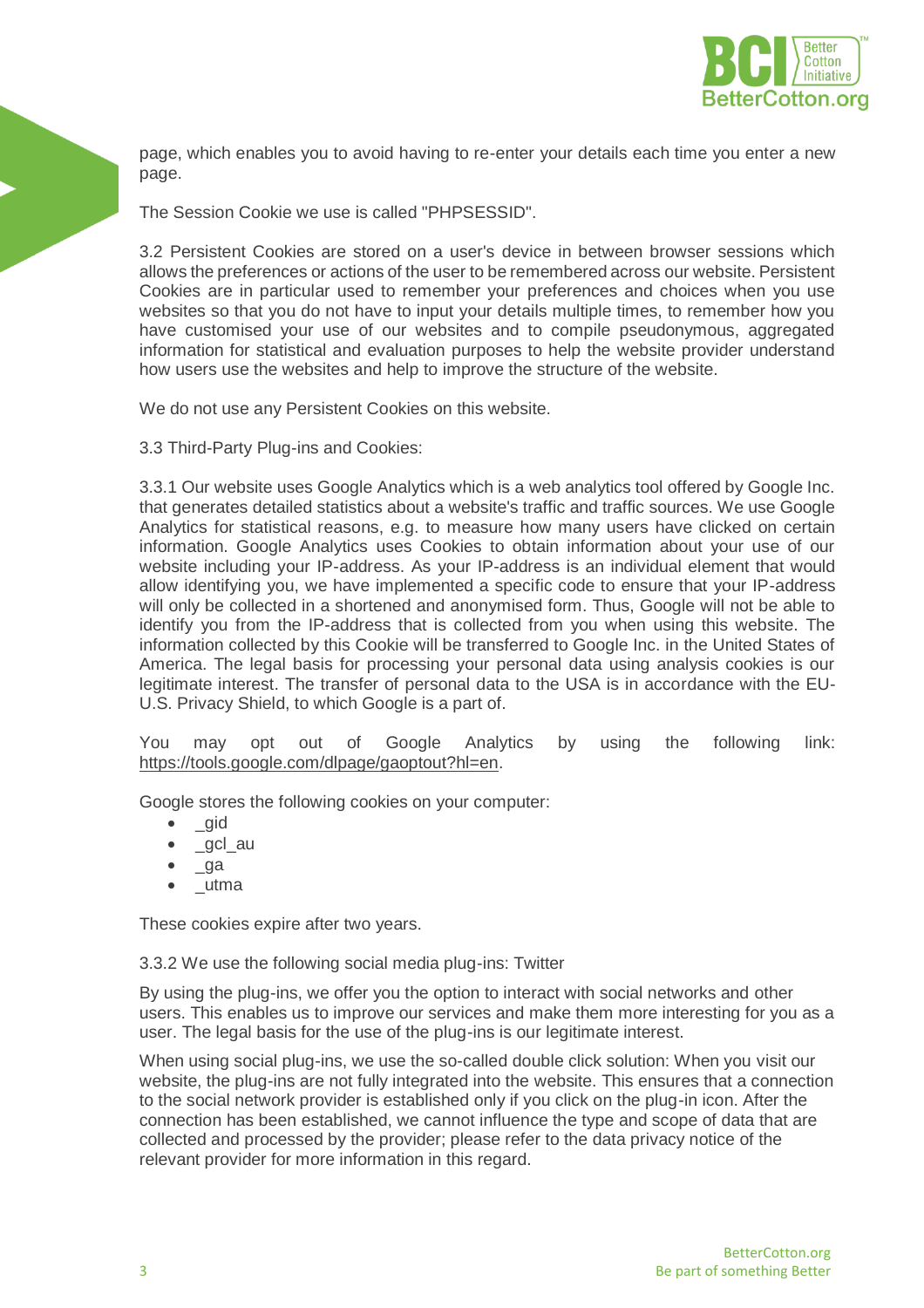page, which enables you to avoid having to re-enter your details each time you enter a new page.

The Session Cookie we use is called "PHPSESSID".

3.2 Persistent Cookies are stored on a user's device in between browser sessions which allows the preferences or actions of the user to be remembered across our website. Persistent Cookies are in particular used to remember your preferences and choices when you use websites so that you do not have to input your details multiple times, to remember how you have customised your use of our websites and to compile pseudonymous, aggregated information for statistical and evaluation purposes to help the website provider understand how users use the websites and help to improve the structure of the website.

We do not use any Persistent Cookies on this website.

3.3 Third-Party Plug-ins and Cookies:

3.3.1 Our website uses Google Analytics which is a web analytics tool offered by Google Inc. that generates detailed statistics about a website's traffic and traffic sources. We use Google Analytics for statistical reasons, e.g. to measure how many users have clicked on certain information. Google Analytics uses Cookies to obtain information about your use of our website including your IP-address. As your IP-address is an individual element that would allow identifying you, we have implemented a specific code to ensure that your IP-address will only be collected in a shortened and anonymised form. Thus, Google will not be able to identify you from the IP-address that is collected from you when using this website. The information collected by this Cookie will be transferred to Google Inc. in the United States of America. The legal basis for processing your personal data using analysis cookies is our legitimate interest. The transfer of personal data to the USA is in accordance with the EU-U.S. Privacy Shield, to which Google is a part of.

You may opt out of Google Analytics by using the following link: https://tools.google.com/dlpage/gaoptout?hl=en.

Google stores the following cookies on your computer:

- _gid
- _gcl_au
- _ga
- _utma

These cookies expire after two years.

3.3.2 We use the following social media plug-ins: Twitter

By using the plug-ins, we offer you the option to interact with social networks and other users. This enables us to improve our services and make them more interesting for you as a user. The legal basis for the use of the plug-ins is our legitimate interest.

When using social plug-ins, we use the so-called double click solution: When you visit our website, the plug-ins are not fully integrated into the website. This ensures that a connection to the social network provider is established only if you click on the plug-in icon. After the connection has been established, we cannot influence the type and scope of data that are collected and processed by the provider; please refer to the data privacy notice of the relevant provider for more information in this regard.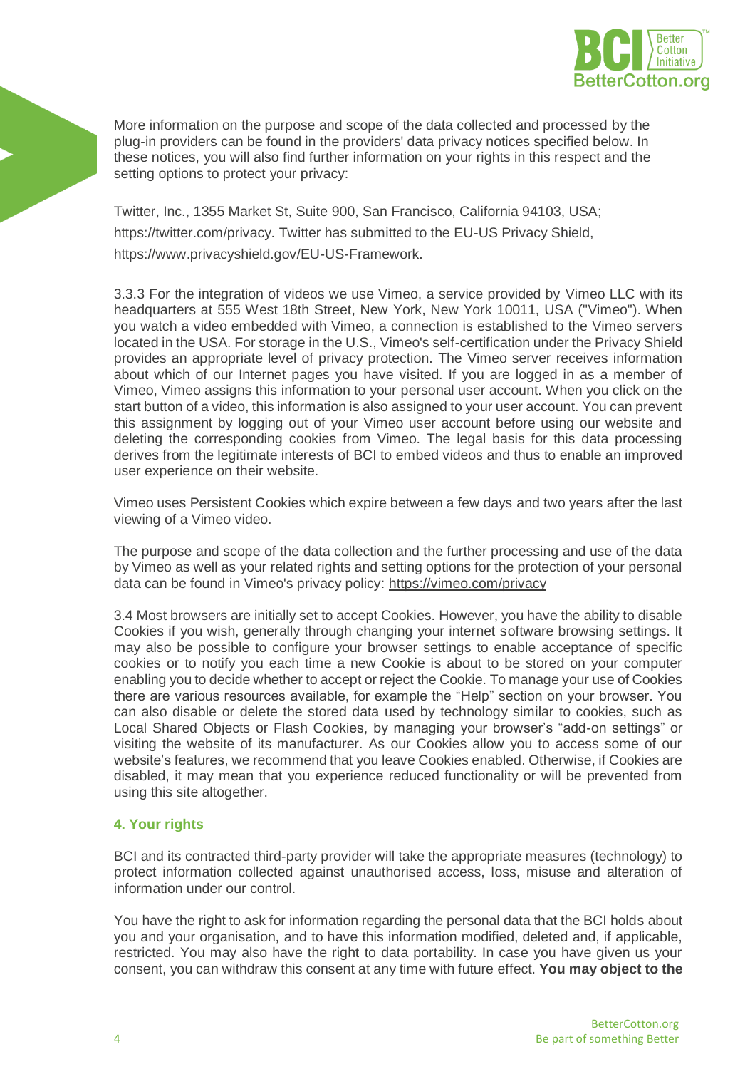More information on the purpose and scope of the data collected and processed by the plug-in providers can be found in the providers' data privacy notices specified below. In these notices, you will also find further information on your rights in this respect and the setting options to protect your privacy:

Twitter, Inc., 1355 Market St, Suite 900, San Francisco, California 94103, USA; https://twitter.com/privacy. Twitter has submitted to the EU-US Privacy Shield, https://www.privacyshield.gov/EU-US-Framework.

3.3.3 For the integration of videos we use Vimeo, a service provided by Vimeo LLC with its headquarters at 555 West 18th Street, New York, New York 10011, USA ("Vimeo"). When you watch a video embedded with Vimeo, a connection is established to the Vimeo servers located in the USA. For storage in the U.S., Vimeo's self-certification under the Privacy Shield provides an appropriate level of privacy protection. The Vimeo server receives information about which of our Internet pages you have visited. If you are logged in as a member of Vimeo, Vimeo assigns this information to your personal user account. When you click on the start button of a video, this information is also assigned to your user account. You can prevent this assignment by logging out of your Vimeo user account before using our website and deleting the corresponding cookies from Vimeo. The legal basis for this data processing derives from the legitimate interests of BCI to embed videos and thus to enable an improved user experience on their website.

Vimeo uses Persistent Cookies which expire between a few days and two years after the last viewing of a Vimeo video.

The purpose and scope of the data collection and the further processing and use of the data by Vimeo as well as your related rights and setting options for the protection of your personal data can be found in Vimeo's privacy policy: https://vimeo.com/privacy

3.4 Most browsers are initially set to accept Cookies. However, you have the ability to disable Cookies if you wish, generally through changing your internet software browsing settings. It may also be possible to configure your browser settings to enable acceptance of specific cookies or to notify you each time a new Cookie is about to be stored on your computer enabling you to decide whether to accept or reject the Cookie. To manage your use of Cookies there are various resources available, for example the "Help" section on your browser. You can also disable or delete the stored data used by technology similar to cookies, such as Local Shared Objects or Flash Cookies, by managing your browser's "add-on settings" or visiting the website of its manufacturer. As our Cookies allow you to access some of our website's features, we recommend that you leave Cookies enabled. Otherwise, if Cookies are disabled, it may mean that you experience reduced functionality or will be prevented from using this site altogether.

## 4. Your rights

BCI and its contracted third-party provider will take the appropriate measures (technology) to protect information collected against unauthorised access, loss, misuse and alteration of information under our control.

You have the right to ask for information regarding the personal data that the BCI holds about you and your organisation, and to have this information modified, deleted and, if applicable, restricted. You may also have the right to data portability. In case you have given us your consent, you can withdraw this consent at any time with future effect. **You may object to the**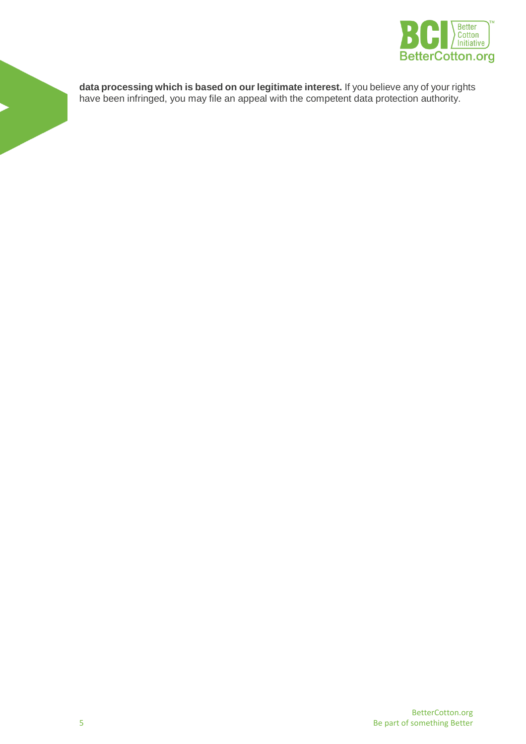**data processing which is based on our legitimate interest.** If you believe any of your rights have been infringed, you may file an appeal with the competent data protection authority.